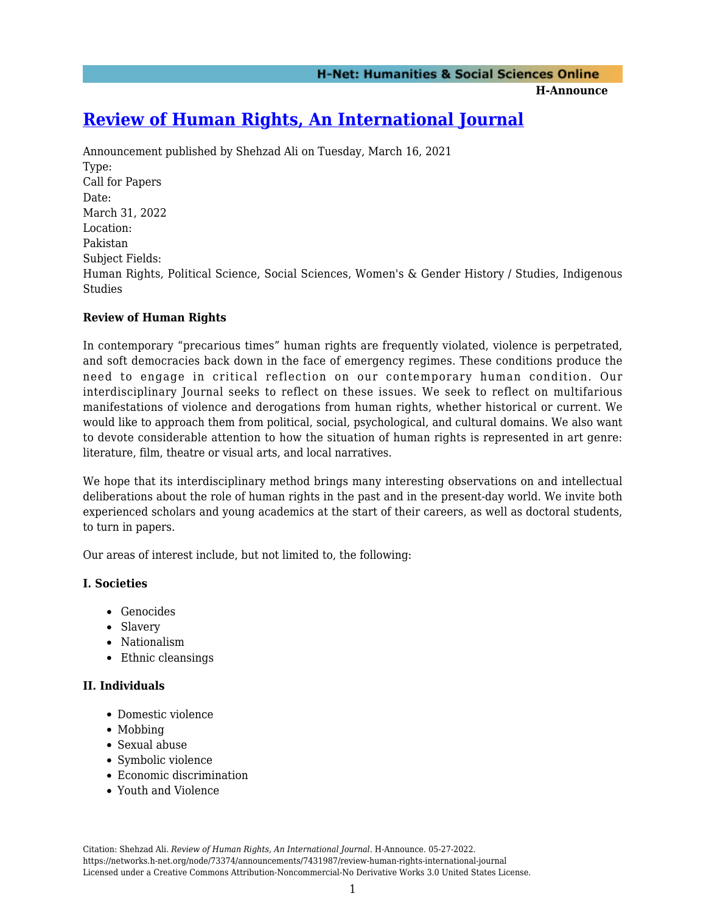# [Review of Human Rights, An International Journal](https://networks.h-net.org/node/73374/announcements/7431987/review-human-rights-international-journal)

Announcement published by Shehzad Ali on Tuesday, March 16, 2021

Type:
Call for Papers

Date:
March 31, 2022

Location:
Pakistan

Subject Fields:
Human Rights, Political Science, Social Sciences, Women's & Gender History / Studies, Indigenous Studies

**Review of Human Rights**

In contemporary "precarious times" human rights are frequently violated, violence is perpetrated, and soft democracies back down in the face of emergency regimes. These conditions produce the need to engage in critical reflection on our contemporary human condition. Our interdisciplinary Journal seeks to reflect on these issues. We seek to reflect on multifarious manifestations of violence and derogations from human rights, whether historical or current. We would like to approach them from political, social, psychological, and cultural domains. We also want to devote considerable attention to how the situation of human rights is represented in art genre: literature, film, theatre or visual arts, and local narratives.

We hope that its interdisciplinary method brings many interesting observations on and intellectual deliberations about the role of human rights in the past and in the present-day world. We invite both experienced scholars and young academics at the start of their careers, as well as doctoral students, to turn in papers.

Our areas of interest include, but not limited to, the following:

### I. Societies

- Genocides
- Slavery
- Nationalism
- Ethnic cleansings

### II. Individuals

- Domestic violence
- Mobbing
- Sexual abuse
- Symbolic violence
- Economic discrimination
- Youth and Violence

Citation: Shehzad Ali. *Review of Human Rights, An International Journal*. H-Announce. 05-27-2022.
https://networks.h-net.org/node/73374/announcements/7431987/review-human-rights-international-journal
Licensed under a Creative Commons Attribution-Noncommercial-No Derivative Works 3.0 United States License.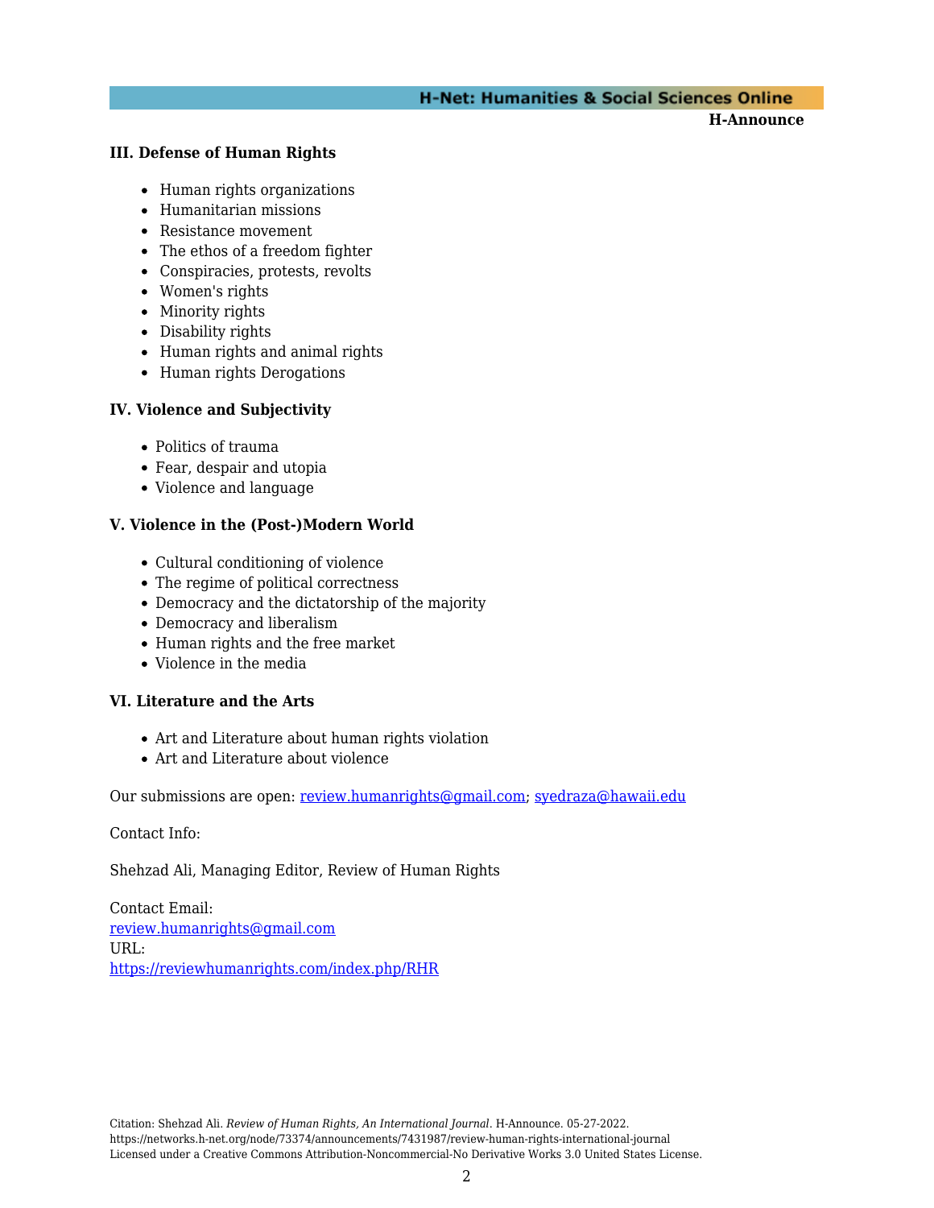**III. Defense of Human Rights**

- Human rights organizations
- Humanitarian missions
- Resistance movement
- The ethos of a freedom fighter
- Conspiracies, protests, revolts
- Women's rights
- Minority rights
- Disability rights
- Human rights and animal rights
- Human rights Derogations

**IV. Violence and Subjectivity**

- Politics of trauma
- Fear, despair and utopia
- Violence and language

**V. Violence in the (Post-)Modern World**

- Cultural conditioning of violence
- The regime of political correctness
- Democracy and the dictatorship of the majority
- Democracy and liberalism
- Human rights and the free market
- Violence in the media

**VI. Literature and the Arts**

- Art and Literature about human rights violation
- Art and Literature about violence

Our submissions are open: review.humanrights@gmail.com; syedraza@hawaii.edu

Contact Info:

Shehzad Ali, Managing Editor, Review of Human Rights

Contact Email:
review.humanrights@gmail.com
URL:
https://reviewhumanrights.com/index.php/RHR

Citation: Shehzad Ali. *Review of Human Rights, An International Journal*. H-Announce. 05-27-2022.
https://networks.h-net.org/node/73374/announcements/7431987/review-human-rights-international-journal
Licensed under a Creative Commons Attribution-Noncommercial-No Derivative Works 3.0 United States License.